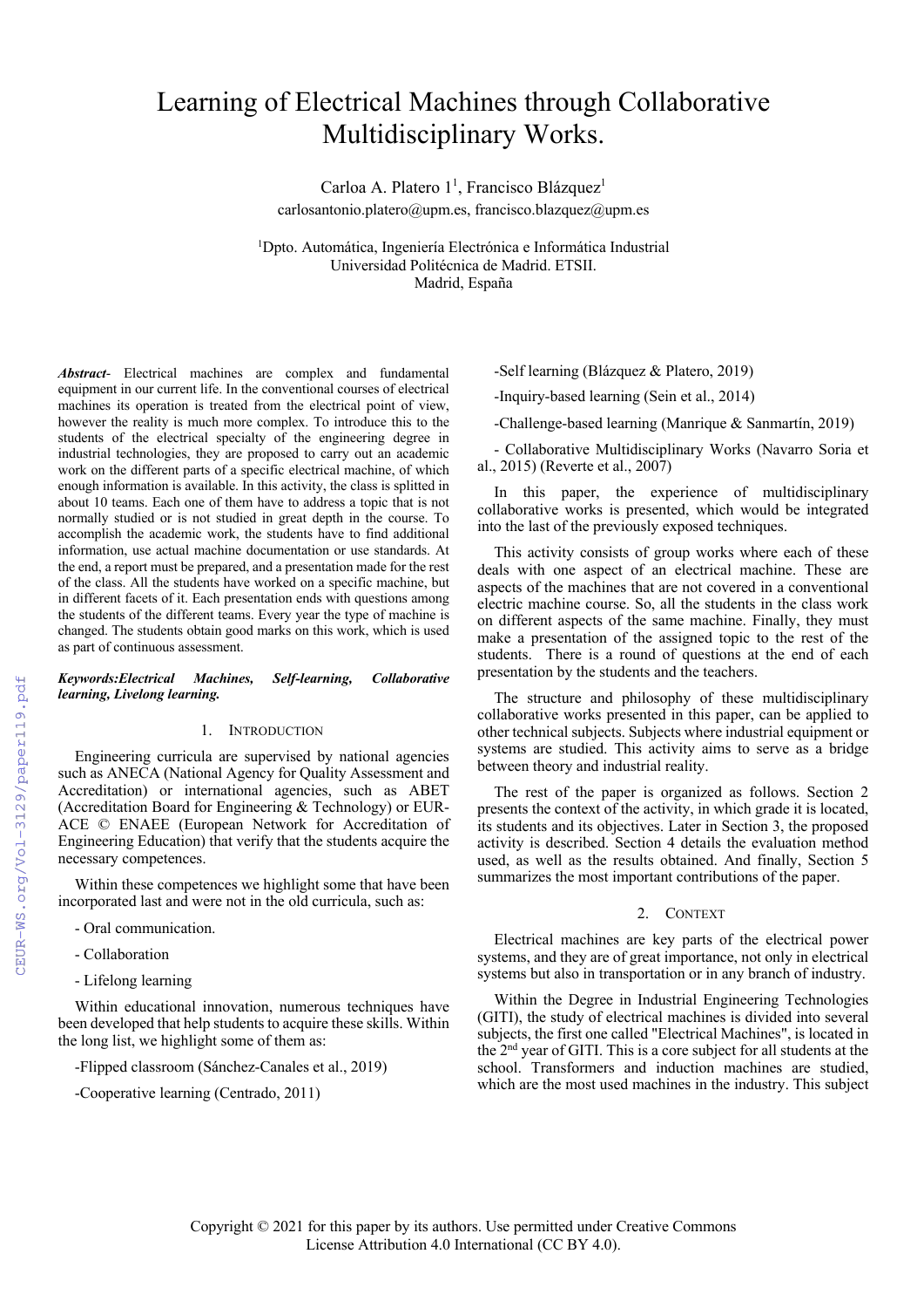# Learning of Electrical Machines through Collaborative Multidisciplinary Works.

Carloa A. Platero 1[1], Francisco Blázquez[1]
carlosantonio.platero@upm.es, francisco.blazquez@upm.es

[1]Dpto. Automática, Ingeniería Electrónica e Informática Industrial
Universidad Politécnica de Madrid. ETSII.
Madrid, España

***Abstract***- Electrical machines are complex and fundamental equipment in our current life. In the conventional courses of electrical machines its operation is treated from the electrical point of view, however the reality is much more complex. To introduce this to the students of the electrical specialty of the engineering degree in industrial technologies, they are proposed to carry out an academic work on the different parts of a specific electrical machine, of which enough information is available. In this activity, the class is splitted in about 10 teams. Each one of them have to address a topic that is not normally studied or is not studied in great depth in the course. To accomplish the academic work, the students have to find additional information, use actual machine documentation or use standards. At the end, a report must be prepared, and a presentation made for the rest of the class. All the students have worked on a specific machine, but in different facets of it. Each presentation ends with questions among the students of the different teams. Every year the type of machine is changed. The students obtain good marks on this work, which is used as part of continuous assessment.

***Keywords:Electrical Machines, Self-learning, Collaborative learning, Livelong learning.***

## 1. Introduction

Engineering curricula are supervised by national agencies such as ANECA (National Agency for Quality Assessment and Accreditation) or international agencies, such as ABET (Accreditation Board for Engineering & Technology) or EUR-ACE © ENAEE (European Network for Accreditation of Engineering Education) that verify that the students acquire the necessary competences.

Within these competences we highlight some that have been incorporated last and were not in the old curricula, such as:

- Oral communication.
- Collaboration
- Lifelong learning

Within educational innovation, numerous techniques have been developed that help students to acquire these skills. Within the long list, we highlight some of them as:

-Flipped classroom (Sánchez-Canales et al., 2019)

-Cooperative learning (Centrado, 2011)

-Self learning (Blázquez & Platero, 2019)

-Inquiry-based learning (Sein et al., 2014)

-Challenge-based learning (Manrique & Sanmartín, 2019)

- Collaborative Multidisciplinary Works (Navarro Soria et al., 2015) (Reverte et al., 2007)

In this paper, the experience of multidisciplinary collaborative works is presented, which would be integrated into the last of the previously exposed techniques.

This activity consists of group works where each of these deals with one aspect of an electrical machine. These are aspects of the machines that are not covered in a conventional electric machine course. So, all the students in the class work on different aspects of the same machine. Finally, they must make a presentation of the assigned topic to the rest of the students. There is a round of questions at the end of each presentation by the students and the teachers.

The structure and philosophy of these multidisciplinary collaborative works presented in this paper, can be applied to other technical subjects. Subjects where industrial equipment or systems are studied. This activity aims to serve as a bridge between theory and industrial reality.

The rest of the paper is organized as follows. Section 2 presents the context of the activity, in which grade it is located, its students and its objectives. Later in Section 3, the proposed activity is described. Section 4 details the evaluation method used, as well as the results obtained. And finally, Section 5 summarizes the most important contributions of the paper.

## 2. Context

Electrical machines are key parts of the electrical power systems, and they are of great importance, not only in electrical systems but also in transportation or in any branch of industry.

Within the Degree in Industrial Engineering Technologies (GITI), the study of electrical machines is divided into several subjects, the first one called "Electrical Machines", is located in the 2nd year of GITI. This is a core subject for all students at the school. Transformers and induction machines are studied, which are the most used machines in the industry. This subject

Copyright © 2021 for this paper by its authors. Use permitted under Creative Commons License Attribution 4.0 International (CC BY 4.0).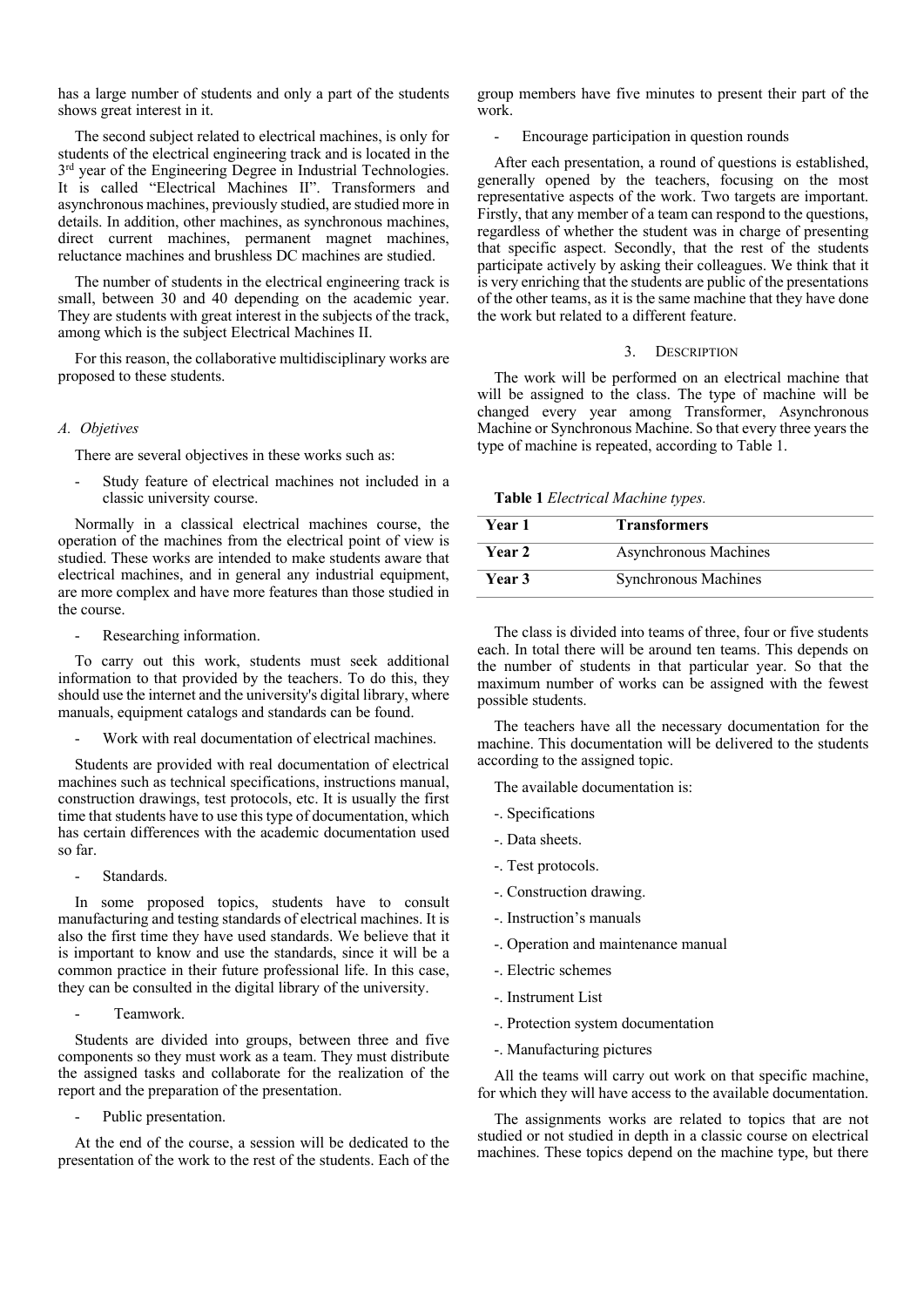has a large number of students and only a part of the students shows great interest in it.

The second subject related to electrical machines, is only for students of the electrical engineering track and is located in the 3rd year of the Engineering Degree in Industrial Technologies. It is called "Electrical Machines II". Transformers and asynchronous machines, previously studied, are studied more in details. In addition, other machines, as synchronous machines, direct current machines, permanent magnet machines, reluctance machines and brushless DC machines are studied.

The number of students in the electrical engineering track is small, between 30 and 40 depending on the academic year. They are students with great interest in the subjects of the track, among which is the subject Electrical Machines II.

For this reason, the collaborative multidisciplinary works are proposed to these students.

### *A. Objetives*

There are several objectives in these works such as:

- Study feature of electrical machines not included in a classic university course.

Normally in a classical electrical machines course, the operation of the machines from the electrical point of view is studied. These works are intended to make students aware that electrical machines, and in general any industrial equipment, are more complex and have more features than those studied in the course.

- Researching information.

To carry out this work, students must seek additional information to that provided by the teachers. To do this, they should use the internet and the university's digital library, where manuals, equipment catalogs and standards can be found.

- Work with real documentation of electrical machines.

Students are provided with real documentation of electrical machines such as technical specifications, instructions manual, construction drawings, test protocols, etc. It is usually the first time that students have to use this type of documentation, which has certain differences with the academic documentation used so far.

- Standards.

In some proposed topics, students have to consult manufacturing and testing standards of electrical machines. It is also the first time they have used standards. We believe that it is important to know and use the standards, since it will be a common practice in their future professional life. In this case, they can be consulted in the digital library of the university.

- Teamwork.

Students are divided into groups, between three and five components so they must work as a team. They must distribute the assigned tasks and collaborate for the realization of the report and the preparation of the presentation.

- Public presentation.

At the end of the course, a session will be dedicated to the presentation of the work to the rest of the students. Each of the group members have five minutes to present their part of the work.

- Encourage participation in question rounds

After each presentation, a round of questions is established, generally opened by the teachers, focusing on the most representative aspects of the work. Two targets are important. Firstly, that any member of a team can respond to the questions, regardless of whether the student was in charge of presenting that specific aspect. Secondly, that the rest of the students participate actively by asking their colleagues. We think that it is very enriching that the students are public of the presentations of the other teams, as it is the same machine that they have done the work but related to a different feature.

## 3. Description

The work will be performed on an electrical machine that will be assigned to the class. The type of machine will be changed every year among Transformer, Asynchronous Machine or Synchronous Machine. So that every three years the type of machine is repeated, according to Table 1.

**Table 1** *Electrical Machine types.*

| | |
|---|---|
| **Year 1** | **Transformers** |
| **Year 2** | Asynchronous Machines |
| **Year 3** | Synchronous Machines |

The class is divided into teams of three, four or five students each. In total there will be around ten teams. This depends on the number of students in that particular year. So that the maximum number of works can be assigned with the fewest possible students.

The teachers have all the necessary documentation for the machine. This documentation will be delivered to the students according to the assigned topic.

The available documentation is:

-. Specifications

-. Data sheets.

-. Test protocols.

-. Construction drawing.

-. Instruction's manuals

-. Operation and maintenance manual

-. Electric schemes

-. Instrument List

-. Protection system documentation

-. Manufacturing pictures

All the teams will carry out work on that specific machine, for which they will have access to the available documentation.

The assignments works are related to topics that are not studied or not studied in depth in a classic course on electrical machines. These topics depend on the machine type, but there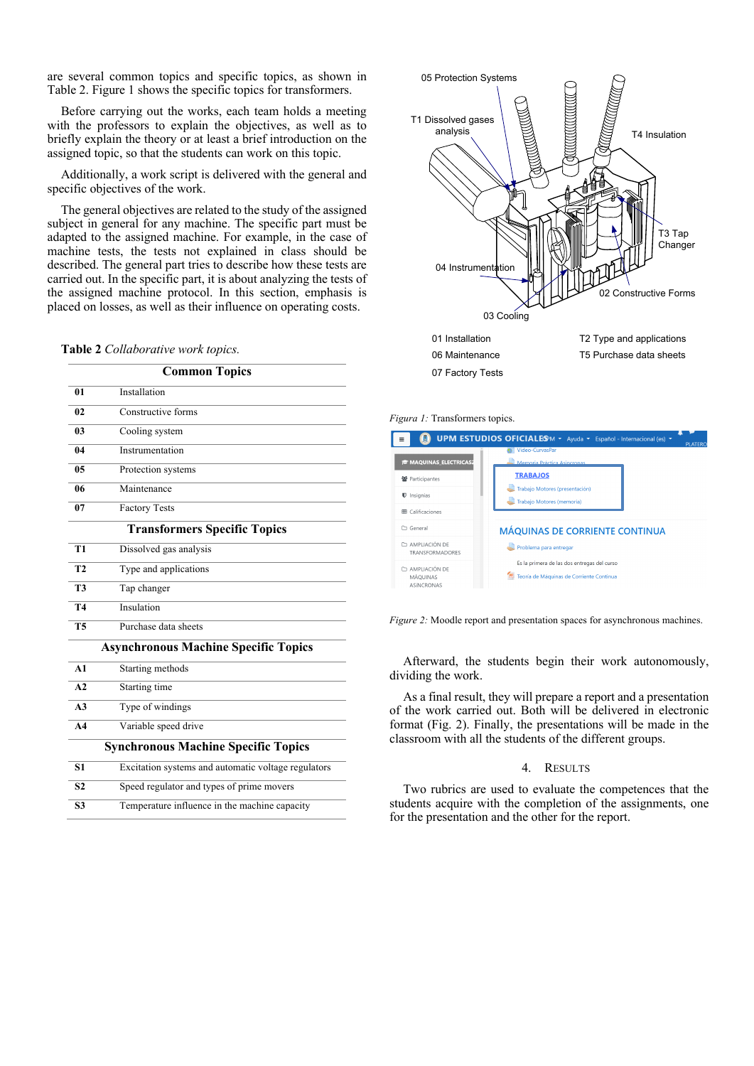are several common topics and specific topics, as shown in Table 2. Figure 1 shows the specific topics for transformers.

Before carrying out the works, each team holds a meeting with the professors to explain the objectives, as well as to briefly explain the theory or at least a brief introduction on the assigned topic, so that the students can work on this topic.

Additionally, a work script is delivered with the general and specific objectives of the work.

The general objectives are related to the study of the assigned subject in general for any machine. The specific part must be adapted to the assigned machine. For example, in the case of machine tests, the tests not explained in class should be described. The general part tries to describe how these tests are carried out. In the specific part, it is about analyzing the tests of the assigned machine protocol. In this section, emphasis is placed on losses, as well as their influence on operating costs.

**Table 2** *Collaborative work topics.*

| Common Topics | |
|---|---|
| **01** | Installation |
| **02** | Constructive forms |
| **03** | Cooling system |
| **04** | Instrumentation |
| **05** | Protection systems |
| **06** | Maintenance |
| **07** | Factory Tests |
| **Transformers Specific Topics** | |
| **T1** | Dissolved gas analysis |
| **T2** | Type and applications |
| **T3** | Tap changer |
| **T4** | Insulation |
| **T5** | Purchase data sheets |
| **Asynchronous Machine Specific Topics** | |
| **A1** | Starting methods |
| **A2** | Starting time |
| **A3** | Type of windings |
| **A4** | Variable speed drive |
| **Synchronous Machine Specific Topics** | |
| **S1** | Excitation systems and automatic voltage regulators |
| **S2** | Speed regulator and types of prime movers |
| **S3** | Temperature influence in the machine capacity |

*Figura 1:* Transformers topics.

*Figure 2:* Moodle report and presentation spaces for asynchronous machines.

Afterward, the students begin their work autonomously, dividing the work.

As a final result, they will prepare a report and a presentation of the work carried out. Both will be delivered in electronic format (Fig. 2). Finally, the presentations will be made in the classroom with all the students of the different groups.

## 4. Results

Two rubrics are used to evaluate the competences that the students acquire with the completion of the assignments, one for the presentation and the other for the report.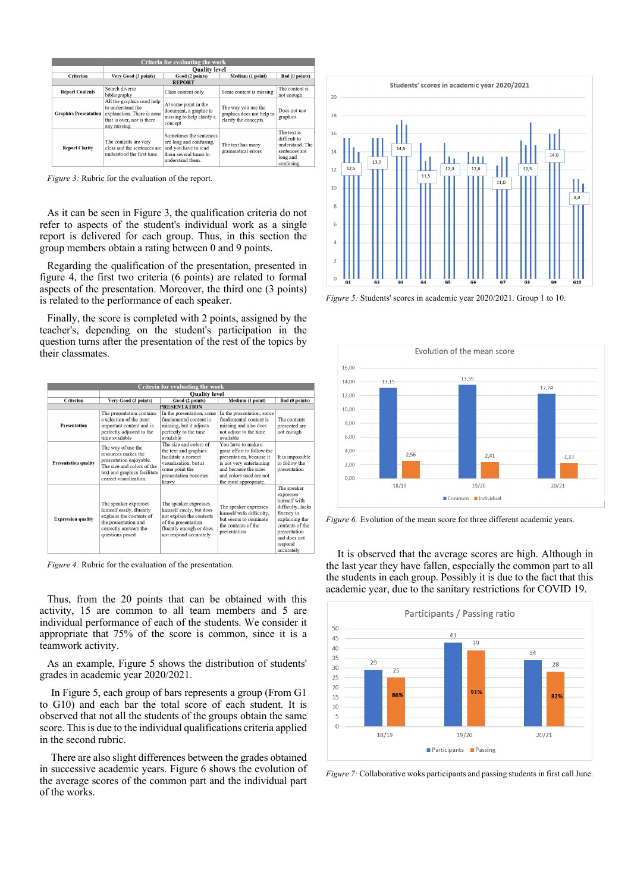| Criterion | Very Good (3 points) | Good (2 points) | Medium (1 point) | Bad (0 points) |
|---|---|---|---|---|
| **REPORT** | | | | |
| Report Contents | Search diverse bibliography | Class content only | Some content is missing | The content is not enough |
| Graphics Presentation | All the graphics used help to understand the explanation. There is none that is over, nor is there any missing | At some point in the document, a graphic is missing to help clarify a concept | The way you use the graphics does not help to clarify the concepts. | Does not use graphics |
| Report Clarity | The contents are very clear and the sentences are understood the first time. | Sometimes the sentences are long and confusing, and you have to read them several times to understand them. | The text has many grammatical errors | The text is difficult to understand. The sentences are long and confusing. |

*Figure 3:* Rubric for the evaluation of the report.

As it can be seen in Figure 3, the qualification criteria do not refer to aspects of the student's individual work as a single report is delivered for each group. Thus, in this section the group members obtain a rating between 0 and 9 points.

Regarding the qualification of the presentation, presented in figure 4, the first two criteria (6 points) are related to formal aspects of the presentation. Moreover, the third one (3 points) is related to the performance of each speaker.

Finally, the score is completed with 2 points, assigned by the teacher's, depending on the student's participation in the question turns after the presentation of the rest of the topics by their classmates.

| Criterion | Very Good (3 points) | Good (2 points) | Medium (1 point) | Bad (0 points) |
|---|---|---|---|---|
| **PRESENTATION** | | | | |
| Presentation | The presentation contains a selection of the most important content and is perfectly adjusted to the time available | In the presentation, some fundamental content is missing, but it adjusts perfectly to the time available | In the presentation, some fundamental content is missing and also does not adjust to the time available | The contents presented are not enough |
| Presentation quality | The way of use the resources makes the presentation enjoyable. The size and colors of the text and graphics facilitate correct visualization. | The size and colors of the text and graphics facilitate a correct visualization, but at some point the presentation becomes heavy. | You have to make a great effort to follow the presentation, because it is not very entertaining and because the sizes and colors used are not the most appropriate. | It is impossible to follow the presentation |
| Expression quality | The speaker expresses himself easily, fluently explains the contents of the presentation and correctly answers the questions posed | The speaker expresses himself easily, but does not explain the contents of the presentation fluently enough or does not respond accurately | The speaker expresses himself with difficulty, but seems to dominate the contents of the presentation | The speaker expresses himself with difficulty, lacks fluency in explaining the contents of the presentation and does not respond accurately |

*Figure 4:* Rubric for the evaluation of the presentation.

Thus, from the 20 points that can be obtained with this activity, 15 are common to all team members and 5 are individual performance of each of the students. We consider it appropriate that 75% of the score is common, since it is a teamwork activity.

As an example, Figure 5 shows the distribution of students' grades in academic year 2020/2021.

In Figure 5, each group of bars represents a group (From G1 to G10) and each bar the total score of each student. It is observed that not all the students of the groups obtain the same score. This is due to the individual qualifications criteria applied in the second rubric.

There are also slight differences between the grades obtained in successive academic years. Figure 6 shows the evolution of the average scores of the common part and the individual part of the works.

*Figure 5:* Students' scores in academic year 2020/2021. Group 1 to 10.

*Figure 6:* Evolution of the mean score for three different academic years.

It is observed that the average scores are high. Although in the last year they have fallen, especially the common part to all the students in each group. Possibly it is due to the fact that this academic year, due to the sanitary restrictions for COVID 19.

*Figure 7:* Collaborative woks participants and passing students in first call June.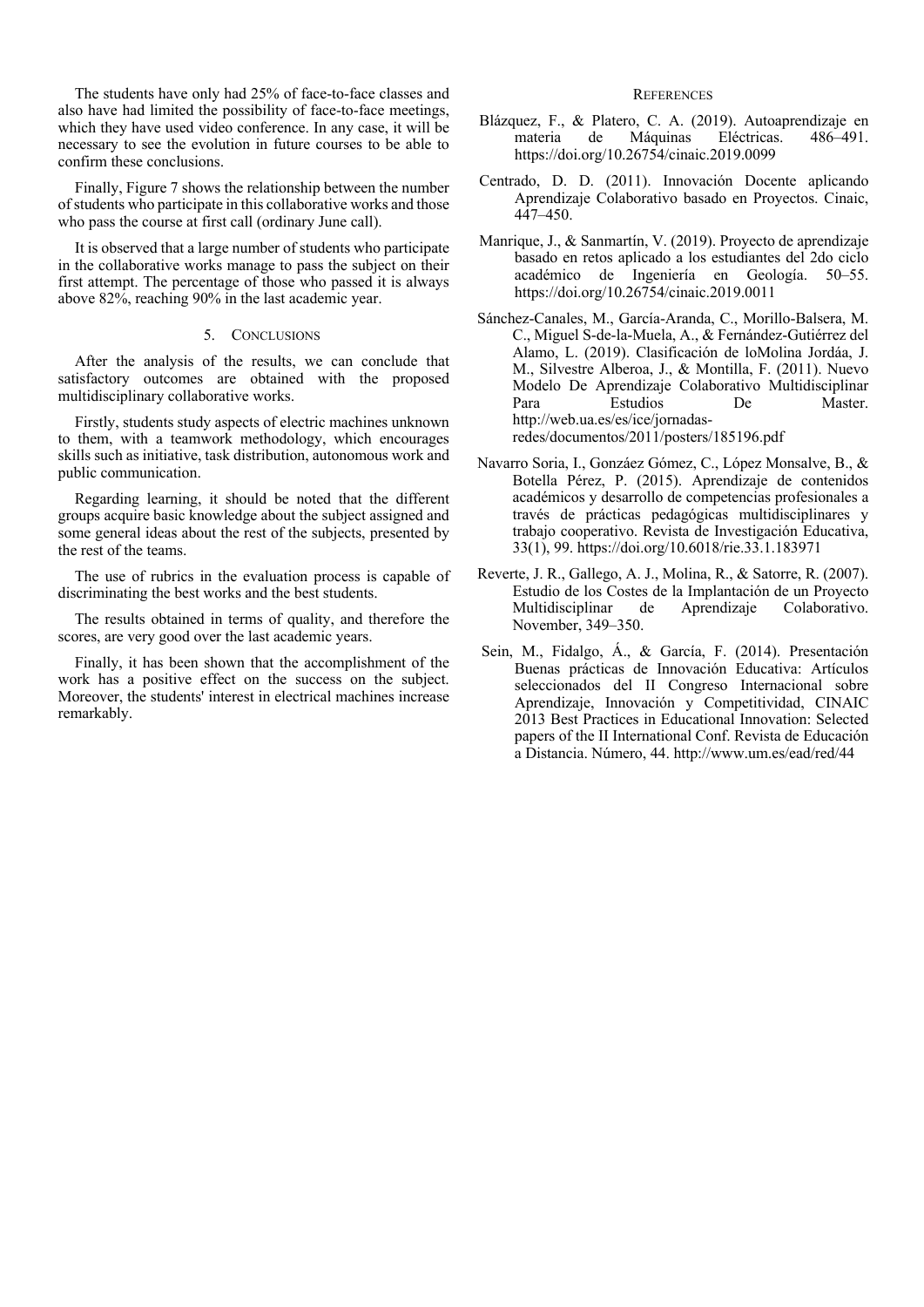The students have only had 25% of face-to-face classes and also have had limited the possibility of face-to-face meetings, which they have used video conference. In any case, it will be necessary to see the evolution in future courses to be able to confirm these conclusions.

Finally, Figure 7 shows the relationship between the number of students who participate in this collaborative works and those who pass the course at first call (ordinary June call).

It is observed that a large number of students who participate in the collaborative works manage to pass the subject on their first attempt. The percentage of those who passed it is always above 82%, reaching 90% in the last academic year.

## 5. Conclusions

After the analysis of the results, we can conclude that satisfactory outcomes are obtained with the proposed multidisciplinary collaborative works.

Firstly, students study aspects of electric machines unknown to them, with a teamwork methodology, which encourages skills such as initiative, task distribution, autonomous work and public communication.

Regarding learning, it should be noted that the different groups acquire basic knowledge about the subject assigned and some general ideas about the rest of the subjects, presented by the rest of the teams.

The use of rubrics in the evaluation process is capable of discriminating the best works and the best students.

The results obtained in terms of quality, and therefore the scores, are very good over the last academic years.

Finally, it has been shown that the accomplishment of the work has a positive effect on the success on the subject. Moreover, the students' interest in electrical machines increase remarkably.

## References

Blázquez, F., & Platero, C. A. (2019). Autoaprendizaje en materia de Máquinas Eléctricas. 486–491. https://doi.org/10.26754/cinaic.2019.0099

Centrado, D. D. (2011). Innovación Docente aplicando Aprendizaje Colaborativo basado en Proyectos. Cinaic, 447–450.

Manrique, J., & Sanmartín, V. (2019). Proyecto de aprendizaje basado en retos aplicado a los estudiantes del 2do ciclo académico de Ingeniería en Geología. 50–55. https://doi.org/10.26754/cinaic.2019.0011

Sánchez-Canales, M., García-Aranda, C., Morillo-Balsera, M. C., Miguel S-de-la-Muela, A., & Fernández-Gutiérrez del Alamo, L. (2019). Clasificación de loMolina Jordáa, J. M., Silvestre Alberoa, J., & Montilla, F. (2011). Nuevo Modelo De Aprendizaje Colaborativo Multidisciplinar Para Estudios De Master. http://web.ua.es/es/ice/jornadas-redes/documentos/2011/posters/185196.pdf

Navarro Soria, I., Gonzáez Gómez, C., López Monsalve, B., & Botella Pérez, P. (2015). Aprendizaje de contenidos académicos y desarrollo de competencias profesionales a través de prácticas pedagógicas multidisciplinares y trabajo cooperativo. Revista de Investigación Educativa, 33(1), 99. https://doi.org/10.6018/rie.33.1.183971

Reverte, J. R., Gallego, A. J., Molina, R., & Satorre, R. (2007). Estudio de los Costes de la Implantación de un Proyecto Multidisciplinar de Aprendizaje Colaborativo. November, 349–350.

Sein, M., Fidalgo, Á., & García, F. (2014). Presentación Buenas prácticas de Innovación Educativa: Artículos seleccionados del II Congreso Internacional sobre Aprendizaje, Innovación y Competitividad, CINAIC 2013 Best Practices in Educational Innovation: Selected papers of the II International Conf. Revista de Educación a Distancia. Número, 44. http://www.um.es/ead/red/44